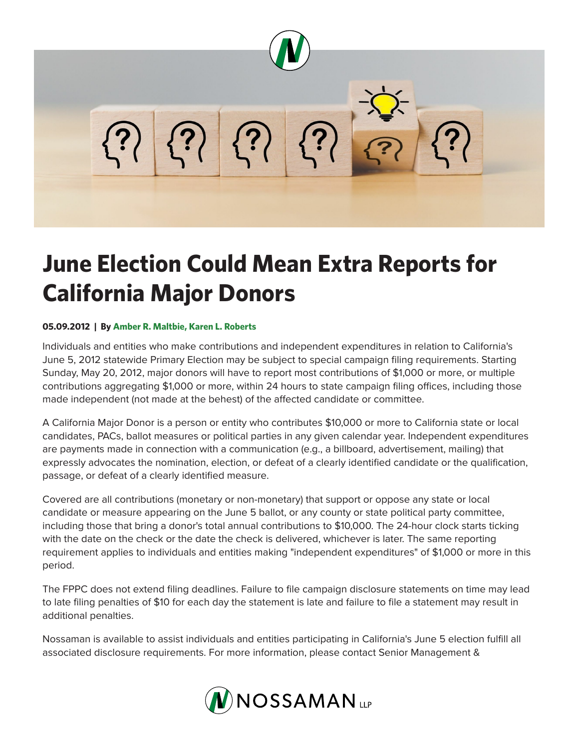# June Election Could Mean Extra Reports for California Major Donors

**05.09.2012 | By Amber R. Maltbie, Karen L. Roberts**

Individuals and entities who make contributions and independent expenditures in relation to California's June 5, 2012 statewide Primary Election may be subject to special campaign filing requirements. Starting Sunday, May 20, 2012, major donors will have to report most contributions of $1,000 or more, or multiple contributions aggregating $1,000 or more, within 24 hours to state campaign filing offices, including those made independent (not made at the behest) of the affected candidate or committee.

A California Major Donor is a person or entity who contributes $10,000 or more to California state or local candidates, PACs, ballot measures or political parties in any given calendar year. Independent expenditures are payments made in connection with a communication (e.g., a billboard, advertisement, mailing) that expressly advocates the nomination, election, or defeat of a clearly identified candidate or the qualification, passage, or defeat of a clearly identified measure.

Covered are all contributions (monetary or non-monetary) that support or oppose any state or local candidate or measure appearing on the June 5 ballot, or any county or state political party committee, including those that bring a donor's total annual contributions to $10,000. The 24-hour clock starts ticking with the date on the check or the date the check is delivered, whichever is later. The same reporting requirement applies to individuals and entities making "independent expenditures" of $1,000 or more in this period.

The FPPC does not extend filing deadlines. Failure to file campaign disclosure statements on time may lead to late filing penalties of $10 for each day the statement is late and failure to file a statement may result in additional penalties.

Nossaman is available to assist individuals and entities participating in California's June 5 election fulfill all associated disclosure requirements. For more information, please contact Senior Management &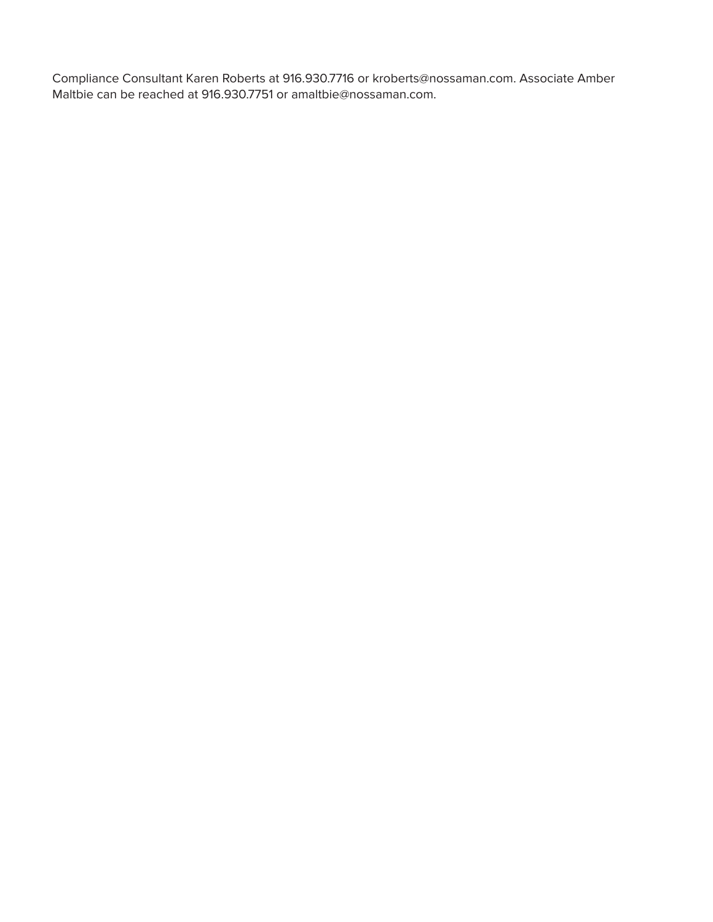Compliance Consultant Karen Roberts at 916.930.7716 or kroberts@nossaman.com. Associate Amber Maltbie can be reached at 916.930.7751 or amaltbie@nossaman.com.